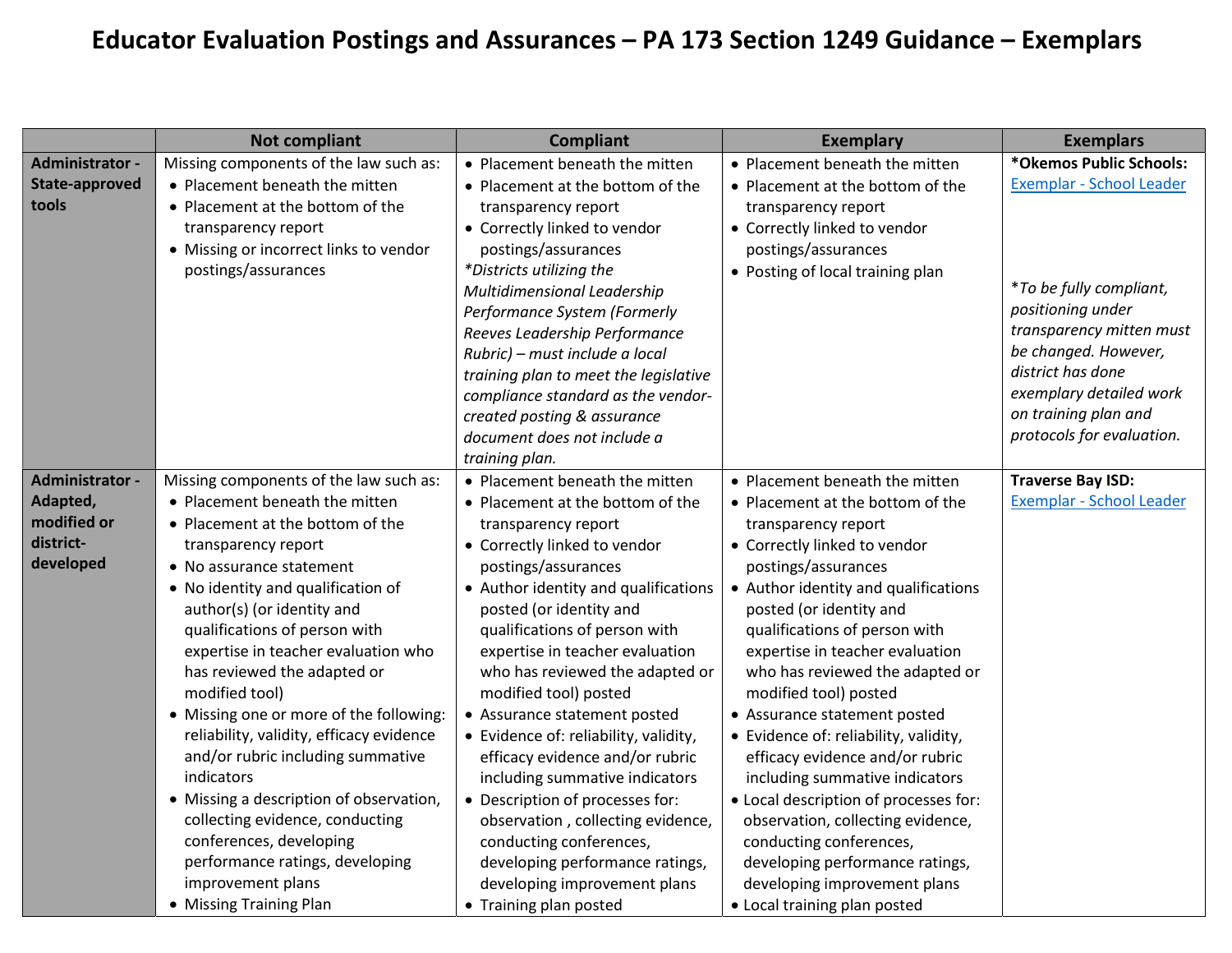# Educator Evaluation Postings and Assurances – PA 173 Section 1249 Guidance – Exemplars

| | Not compliant | Compliant | Exemplary | Exemplars |
|---|---|---|---|---|
| **Administrator - State-approved tools** | Missing components of the law such as:<br>• Placement beneath the mitten<br>• Placement at the bottom of the transparency report<br>• Missing or incorrect links to vendor postings/assurances | • Placement beneath the mitten<br>• Placement at the bottom of the transparency report<br>• Correctly linked to vendor postings/assurances<br>*\*Districts utilizing the Multidimensional Leadership Performance System (Formerly Reeves Leadership Performance Rubric) – must include a local training plan to meet the legislative compliance standard as the vendor-created posting & assurance document does not include a training plan.* | • Placement beneath the mitten<br>• Placement at the bottom of the transparency report<br>• Correctly linked to vendor postings/assurances<br>• Posting of local training plan | **\*Okemos Public Schools:**<br>Exemplar - School Leader<br><br>*\*To be fully compliant, positioning under transparency mitten must be changed. However, district has done exemplary detailed work on training plan and protocols for evaluation.* |
| **Administrator - Adapted, modified or district-developed** | Missing components of the law such as:<br>• Placement beneath the mitten<br>• Placement at the bottom of the transparency report<br>• No assurance statement<br>• No identity and qualification of author(s) (or identity and qualifications of person with expertise in teacher evaluation who has reviewed the adapted or modified tool)<br>• Missing one or more of the following: reliability, validity, efficacy evidence and/or rubric including summative indicators<br>• Missing a description of observation, collecting evidence, conducting conferences, developing performance ratings, developing improvement plans<br>• Missing Training Plan | • Placement beneath the mitten<br>• Placement at the bottom of the transparency report<br>• Correctly linked to vendor postings/assurances<br>• Author identity and qualifications posted (or identity and qualifications of person with expertise in teacher evaluation who has reviewed the adapted or modified tool) posted<br>• Assurance statement posted<br>• Evidence of: reliability, validity, efficacy evidence and/or rubric including summative indicators<br>• Description of processes for: observation , collecting evidence, conducting conferences, developing performance ratings, developing improvement plans<br>• Training plan posted | • Placement beneath the mitten<br>• Placement at the bottom of the transparency report<br>• Correctly linked to vendor postings/assurances<br>• Author identity and qualifications posted (or identity and qualifications of person with expertise in teacher evaluation who has reviewed the adapted or modified tool) posted<br>• Assurance statement posted<br>• Evidence of: reliability, validity, efficacy evidence and/or rubric including summative indicators<br>• Local description of processes for: observation, collecting evidence, conducting conferences, developing performance ratings, developing improvement plans<br>• Local training plan posted | **Traverse Bay ISD:**<br>Exemplar - School Leader |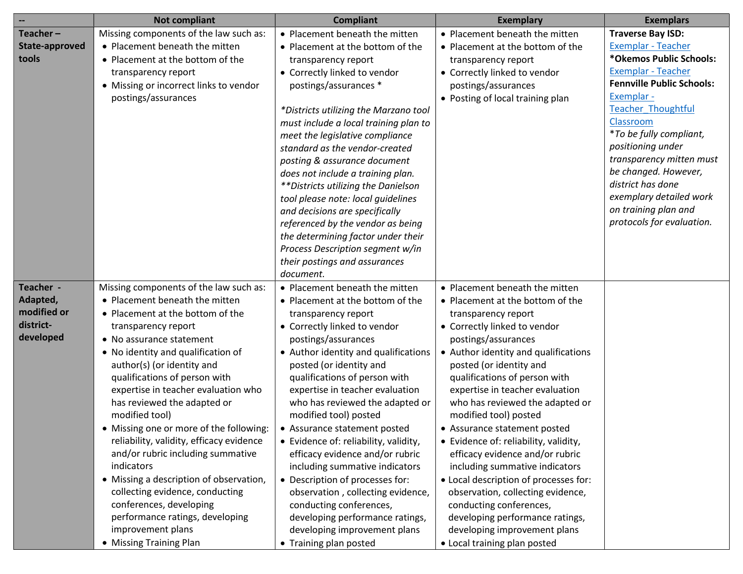| -- | Not compliant | Compliant | Exemplary | Exemplars |
| --- | --- | --- | --- | --- |
| **Teacher – State-approved tools** | Missing components of the law such as:<br>• Placement beneath the mitten<br>• Placement at the bottom of the transparency report<br>• Missing or incorrect links to vendor postings/assurances | • Placement beneath the mitten<br>• Placement at the bottom of the transparency report<br>• Correctly linked to vendor postings/assurances *<br><br>*\*Districts utilizing the Marzano tool must include a local training plan to meet the legislative compliance standard as the vendor-created posting & assurance document does not include a training plan.*<br>*\*\*Districts utilizing the Danielson tool please note: local guidelines and decisions are specifically referenced by the vendor as being the determining factor under their Process Description segment w/in their postings and assurances document.* | • Placement beneath the mitten<br>• Placement at the bottom of the transparency report<br>• Correctly linked to vendor postings/assurances<br>• Posting of local training plan | **Traverse Bay ISD:**<br>Exemplar - Teacher<br>**\*Okemos Public Schools:**<br>Exemplar - Teacher<br>**Fennville Public Schools:**<br>Exemplar - Teacher_Thoughtful Classroom<br>*\*To be fully compliant, positioning under transparency mitten must be changed. However, district has done exemplary detailed work on training plan and protocols for evaluation.* |
| **Teacher - Adapted, modified or district-developed** | Missing components of the law such as:<br>• Placement beneath the mitten<br>• Placement at the bottom of the transparency report<br>• No assurance statement<br>• No identity and qualification of author(s) (or identity and qualifications of person with expertise in teacher evaluation who has reviewed the adapted or modified tool)<br>• Missing one or more of the following: reliability, validity, efficacy evidence and/or rubric including summative indicators<br>• Missing a description of observation, collecting evidence, conducting conferences, developing performance ratings, developing improvement plans<br>• Missing Training Plan | • Placement beneath the mitten<br>• Placement at the bottom of the transparency report<br>• Correctly linked to vendor postings/assurances<br>• Author identity and qualifications posted (or identity and qualifications of person with expertise in teacher evaluation who has reviewed the adapted or modified tool) posted<br>• Assurance statement posted<br>• Evidence of: reliability, validity, efficacy evidence and/or rubric including summative indicators<br>• Description of processes for: observation , collecting evidence, conducting conferences, developing performance ratings, developing improvement plans<br>• Training plan posted | • Placement beneath the mitten<br>• Placement at the bottom of the transparency report<br>• Correctly linked to vendor postings/assurances<br>• Author identity and qualifications posted (or identity and qualifications of person with expertise in teacher evaluation who has reviewed the adapted or modified tool) posted<br>• Assurance statement posted<br>• Evidence of: reliability, validity, efficacy evidence and/or rubric including summative indicators<br>• Local description of processes for: observation, collecting evidence, conducting conferences, developing performance ratings, developing improvement plans<br>• Local training plan posted | |